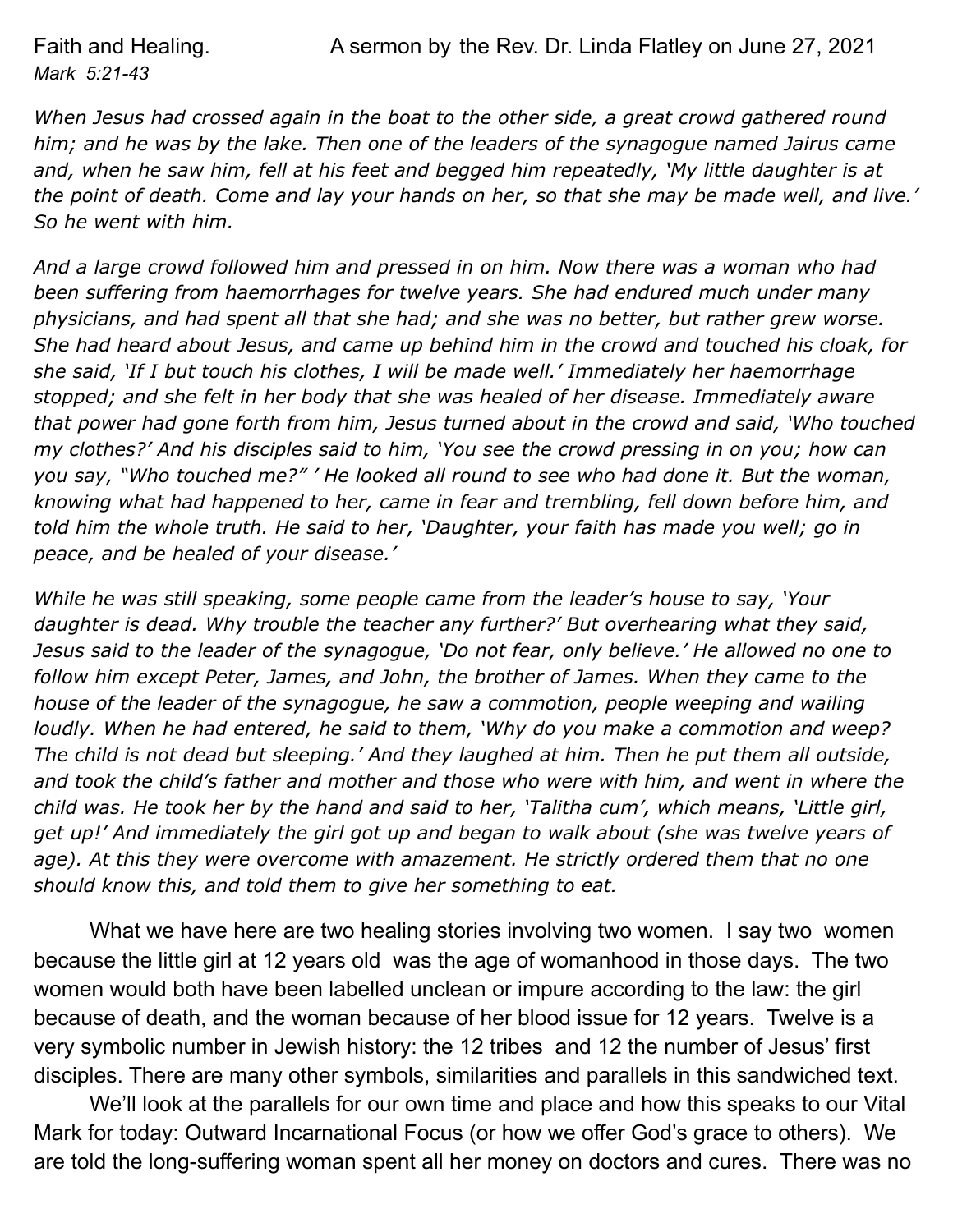Faith and Healing. A sermon by the Rev. Dr. Linda Flatley on June 27, 2021

*Mark 5:21-43*

*When Jesus had crossed again in the boat to the other side, a great crowd gathered round him; and he was by the lake. Then one of the leaders of the synagogue named Jairus came and, when he saw him, fell at his feet and begged him repeatedly, 'My little daughter is at the point of death. Come and lay your hands on her, so that she may be made well, and live.' So he went with him.*

*And a large crowd followed him and pressed in on him. Now there was a woman who had been suffering from haemorrhages for twelve years. She had endured much under many physicians, and had spent all that she had; and she was no better, but rather grew worse. She had heard about Jesus, and came up behind him in the crowd and touched his cloak, for she said, 'If I but touch his clothes, I will be made well.' Immediately her haemorrhage stopped; and she felt in her body that she was healed of her disease. Immediately aware that power had gone forth from him, Jesus turned about in the crowd and said, 'Who touched my clothes?' And his disciples said to him, 'You see the crowd pressing in on you; how can you say, "Who touched me?" ' He looked all round to see who had done it. But the woman, knowing what had happened to her, came in fear and trembling, fell down before him, and told him the whole truth. He said to her, 'Daughter, your faith has made you well; go in peace, and be healed of your disease.'*

*While he was still speaking, some people came from the leader's house to say, 'Your daughter is dead. Why trouble the teacher any further?' But overhearing what they said, Jesus said to the leader of the synagogue, 'Do not fear, only believe.' He allowed no one to follow him except Peter, James, and John, the brother of James. When they came to the house of the leader of the synagogue, he saw a commotion, people weeping and wailing loudly. When he had entered, he said to them, 'Why do you make a commotion and weep? The child is not dead but sleeping.' And they laughed at him. Then he put them all outside, and took the child's father and mother and those who were with him, and went in where the child was. He took her by the hand and said to her, 'Talitha cum', which means, 'Little girl, get up!' And immediately the girl got up and began to walk about (she was twelve years of age). At this they were overcome with amazement. He strictly ordered them that no one should know this, and told them to give her something to eat.*

What we have here are two healing stories involving two women. I say two women because the little girl at 12 years old was the age of womanhood in those days. The two women would both have been labelled unclean or impure according to the law: the girl because of death, and the woman because of her blood issue for 12 years. Twelve is a very symbolic number in Jewish history: the 12 tribes and 12 the number of Jesus' first disciples. There are many other symbols, similarities and parallels in this sandwiched text.

We'll look at the parallels for our own time and place and how this speaks to our Vital Mark for today: Outward Incarnational Focus (or how we offer God's grace to others). We are told the long-suffering woman spent all her money on doctors and cures. There was no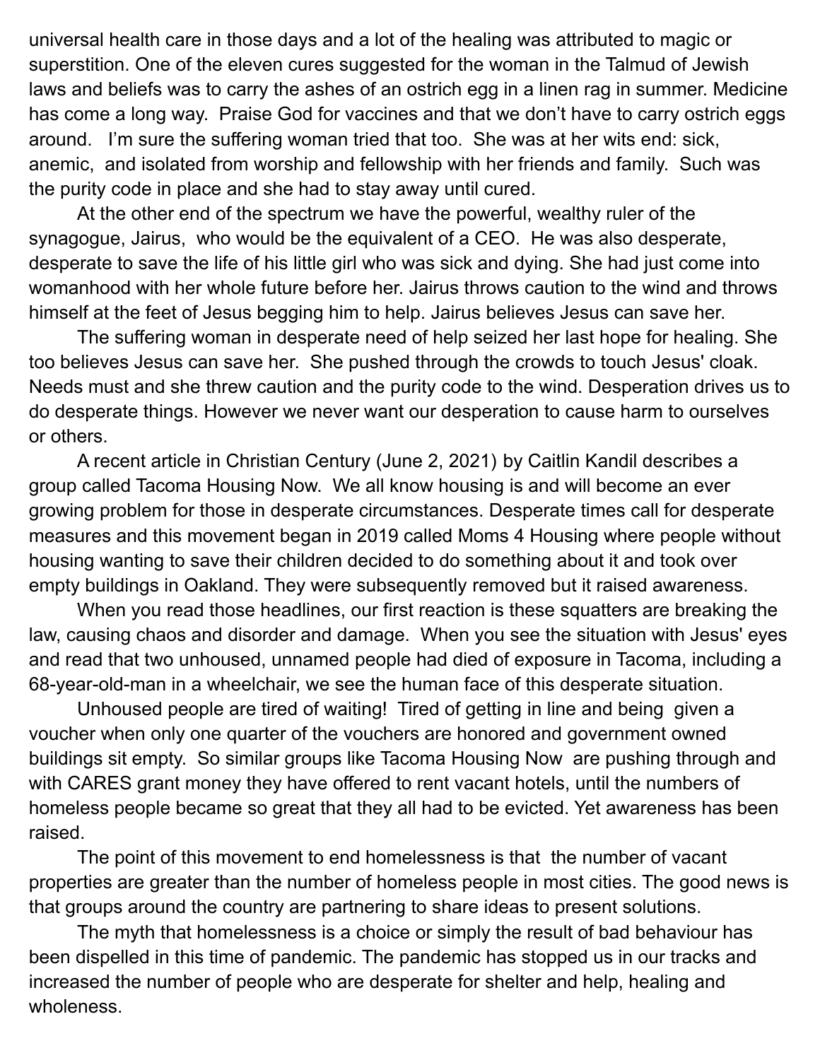universal health care in those days and a lot of the healing was attributed to magic or superstition. One of the eleven cures suggested for the woman in the Talmud of Jewish laws and beliefs was to carry the ashes of an ostrich egg in a linen rag in summer. Medicine has come a long way. Praise God for vaccines and that we don't have to carry ostrich eggs around. I'm sure the suffering woman tried that too. She was at her wits end: sick, anemic, and isolated from worship and fellowship with her friends and family. Such was the purity code in place and she had to stay away until cured.

At the other end of the spectrum we have the powerful, wealthy ruler of the synagogue, Jairus, who would be the equivalent of a CEO. He was also desperate, desperate to save the life of his little girl who was sick and dying. She had just come into womanhood with her whole future before her. Jairus throws caution to the wind and throws himself at the feet of Jesus begging him to help. Jairus believes Jesus can save her.

The suffering woman in desperate need of help seized her last hope for healing. She too believes Jesus can save her. She pushed through the crowds to touch Jesus' cloak. Needs must and she threw caution and the purity code to the wind. Desperation drives us to do desperate things. However we never want our desperation to cause harm to ourselves or others.

A recent article in Christian Century (June 2, 2021) by Caitlin Kandil describes a group called Tacoma Housing Now. We all know housing is and will become an ever growing problem for those in desperate circumstances. Desperate times call for desperate measures and this movement began in 2019 called Moms 4 Housing where people without housing wanting to save their children decided to do something about it and took over empty buildings in Oakland. They were subsequently removed but it raised awareness.

When you read those headlines, our first reaction is these squatters are breaking the law, causing chaos and disorder and damage. When you see the situation with Jesus' eyes and read that two unhoused, unnamed people had died of exposure in Tacoma, including a 68-year-old-man in a wheelchair, we see the human face of this desperate situation.

Unhoused people are tired of waiting! Tired of getting in line and being given a voucher when only one quarter of the vouchers are honored and government owned buildings sit empty. So similar groups like Tacoma Housing Now are pushing through and with CARES grant money they have offered to rent vacant hotels, until the numbers of homeless people became so great that they all had to be evicted. Yet awareness has been raised.

The point of this movement to end homelessness is that the number of vacant properties are greater than the number of homeless people in most cities. The good news is that groups around the country are partnering to share ideas to present solutions.

The myth that homelessness is a choice or simply the result of bad behaviour has been dispelled in this time of pandemic. The pandemic has stopped us in our tracks and increased the number of people who are desperate for shelter and help, healing and wholeness.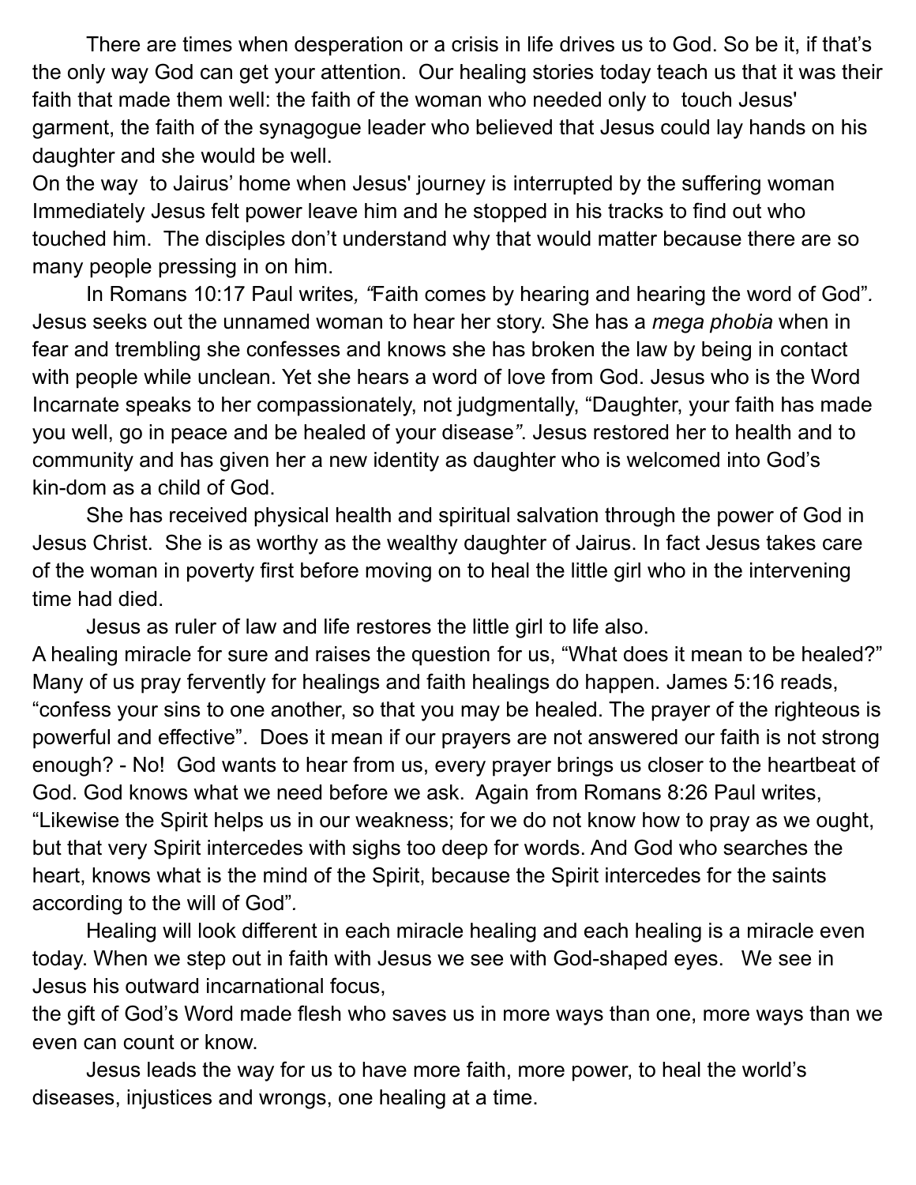There are times when desperation or a crisis in life drives us to God. So be it, if that's the only way God can get your attention. Our healing stories today teach us that it was their faith that made them well: the faith of the woman who needed only to touch Jesus' garment, the faith of the synagogue leader who believed that Jesus could lay hands on his daughter and she would be well.

On the way to Jairus' home when Jesus' journey is interrupted by the suffering woman Immediately Jesus felt power leave him and he stopped in his tracks to find out who touched him. The disciples don't understand why that would matter because there are so many people pressing in on him.

In Romans 10:17 Paul writes*, "*Faith comes by hearing and hearing the word of God"*.* Jesus seeks out the unnamed woman to hear her story. She has a *mega phobia* when in fear and trembling she confesses and knows she has broken the law by being in contact with people while unclean. Yet she hears a word of love from God. Jesus who is the Word Incarnate speaks to her compassionately, not judgmentally, "Daughter, your faith has made you well, go in peace and be healed of your disease*"*. Jesus restored her to health and to community and has given her a new identity as daughter who is welcomed into God's kin-dom as a child of God.

She has received physical health and spiritual salvation through the power of God in Jesus Christ. She is as worthy as the wealthy daughter of Jairus. In fact Jesus takes care of the woman in poverty first before moving on to heal the little girl who in the intervening time had died.

Jesus as ruler of law and life restores the little girl to life also.

A healing miracle for sure and raises the question for us, "What does it mean to be healed?" Many of us pray fervently for healings and faith healings do happen. James 5:16 reads, "confess your sins to one another, so that you may be healed. The prayer of the righteous is powerful and effective". Does it mean if our prayers are not answered our faith is not strong enough? - No! God wants to hear from us, every prayer brings us closer to the heartbeat of God. God knows what we need before we ask. Again from Romans 8:26 Paul writes, "Likewise the Spirit helps us in our weakness; for we do not know how to pray as we ought, but that very Spirit intercedes with sighs too deep for words. And God who searches the heart, knows what is the mind of the Spirit, because the Spirit intercedes for the saints according to the will of God"*.*

Healing will look different in each miracle healing and each healing is a miracle even today. When we step out in faith with Jesus we see with God-shaped eyes. We see in Jesus his outward incarnational focus,

the gift of God's Word made flesh who saves us in more ways than one, more ways than we even can count or know.

Jesus leads the way for us to have more faith, more power, to heal the world's diseases, injustices and wrongs, one healing at a time.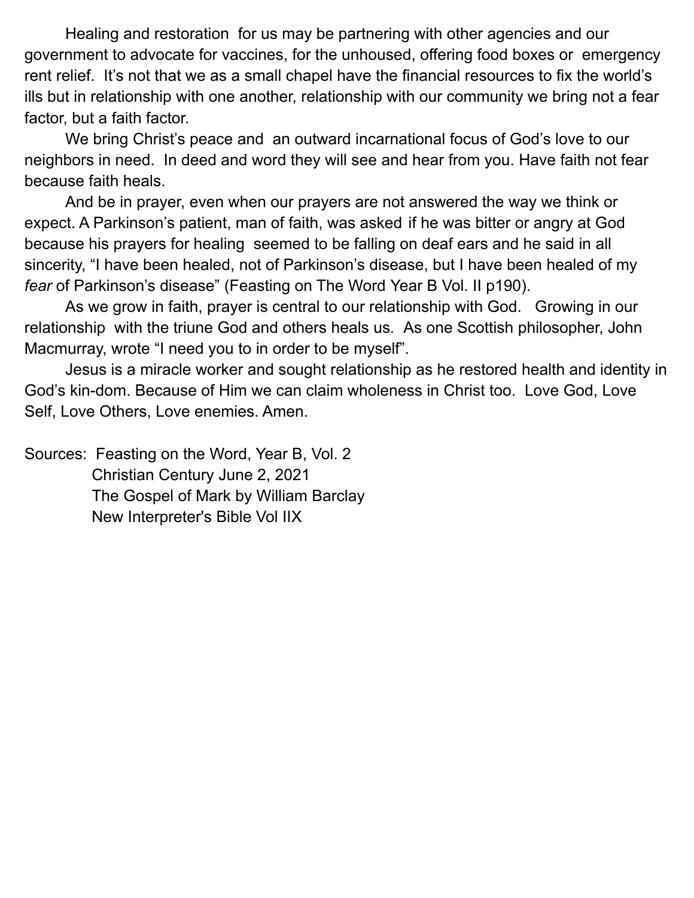Healing and restoration for us may be partnering with other agencies and our government to advocate for vaccines, for the unhoused, offering food boxes or emergency rent relief. It's not that we as a small chapel have the financial resources to fix the world's ills but in relationship with one another, relationship with our community we bring not a fear factor, but a faith factor.

We bring Christ's peace and an outward incarnational focus of God's love to our neighbors in need. In deed and word they will see and hear from you. Have faith not fear because faith heals.

And be in prayer, even when our prayers are not answered the way we think or expect. A Parkinson's patient, man of faith, was asked if he was bitter or angry at God because his prayers for healing seemed to be falling on deaf ears and he said in all sincerity, "I have been healed, not of Parkinson's disease, but I have been healed of my *fear* of Parkinson's disease" (Feasting on The Word Year B Vol. II p190).

As we grow in faith, prayer is central to our relationship with God. Growing in our relationship with the triune God and others heals us. As one Scottish philosopher, John Macmurray, wrote "I need you to in order to be myself".

Jesus is a miracle worker and sought relationship as he restored health and identity in God's kin-dom. Because of Him we can claim wholeness in Christ too. Love God, Love Self, Love Others, Love enemies. Amen.

Sources: Feasting on the Word, Year B, Vol. 2
Christian Century June 2, 2021
The Gospel of Mark by William Barclay
New Interpreter's Bible Vol IIX